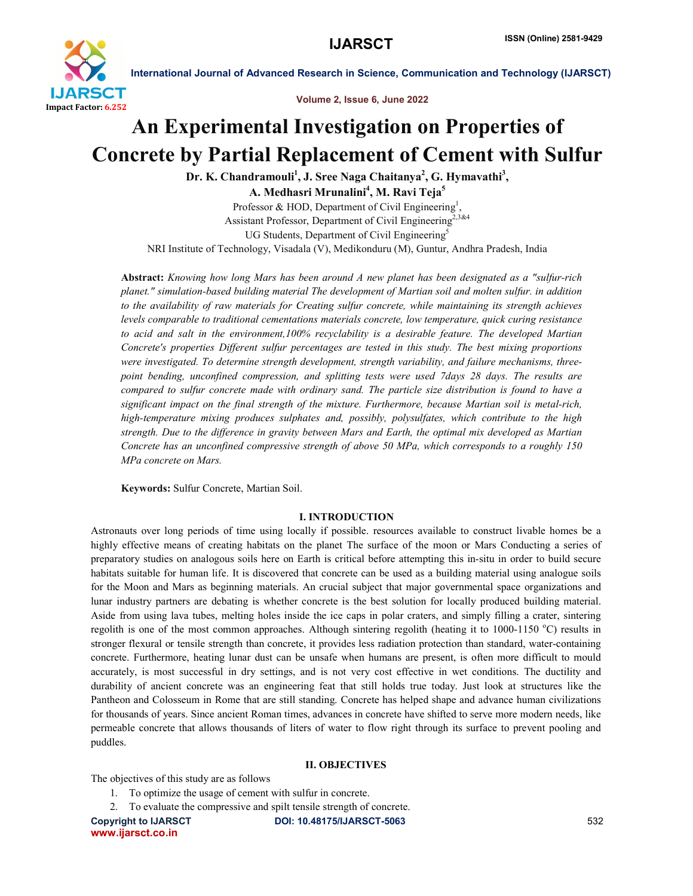# An Experimental Investigation on Properties of Concrete by Partial Replacement of Cement with Sulfur

**Dr. K. Chandramouli[1], J. Sree Naga Chaitanya[2], G. Hymavathi[3], A. Medhasri Mrunalini[4], M. Ravi Teja[5]**

Professor & HOD, Department of Civil Engineering[1],
Assistant Professor, Department of Civil Engineering[2,3&4]
UG Students, Department of Civil Engineering[5]
NRI Institute of Technology, Visadala (V), Medikonduru (M), Guntur, Andhra Pradesh, India

**Abstract:** *Knowing how long Mars has been around A new planet has been designated as a "sulfur-rich planet." simulation-based building material The development of Martian soil and molten sulfur. in addition to the availability of raw materials for Creating sulfur concrete, while maintaining its strength achieves levels comparable to traditional cementations materials concrete, low temperature, quick curing resistance to acid and salt in the environment,100% recyclability is a desirable feature. The developed Martian Concrete's properties Different sulfur percentages are tested in this study. The best mixing proportions were investigated. To determine strength development, strength variability, and failure mechanisms, three-point bending, unconfined compression, and splitting tests were used 7days 28 days. The results are compared to sulfur concrete made with ordinary sand. The particle size distribution is found to have a significant impact on the final strength of the mixture. Furthermore, because Martian soil is metal-rich, high-temperature mixing produces sulphates and, possibly, polysulfates, which contribute to the high strength. Due to the difference in gravity between Mars and Earth, the optimal mix developed as Martian Concrete has an unconfined compressive strength of above 50 MPa, which corresponds to a roughly 150 MPa concrete on Mars.*

**Keywords:** Sulfur Concrete, Martian Soil.

## I. INTRODUCTION

Astronauts over long periods of time using locally if possible. resources available to construct livable homes be a highly effective means of creating habitats on the planet The surface of the moon or Mars Conducting a series of preparatory studies on analogous soils here on Earth is critical before attempting this in-situ in order to build secure habitats suitable for human life. It is discovered that concrete can be used as a building material using analogue soils for the Moon and Mars as beginning materials. An crucial subject that major governmental space organizations and lunar industry partners are debating is whether concrete is the best solution for locally produced building material. Aside from using lava tubes, melting holes inside the ice caps in polar craters, and simply filling a crater, sintering regolith is one of the most common approaches. Although sintering regolith (heating it to 1000-1150 $^{o}$C) results in stronger flexural or tensile strength than concrete, it provides less radiation protection than standard, water-containing concrete. Furthermore, heating lunar dust can be unsafe when humans are present, is often more difficult to mould accurately, is most successful in dry settings, and is not very cost effective in wet conditions. The ductility and durability of ancient concrete was an engineering feat that still holds true today. Just look at structures like the Pantheon and Colosseum in Rome that are still standing. Concrete has helped shape and advance human civilizations for thousands of years. Since ancient Roman times, advances in concrete have shifted to serve more modern needs, like permeable concrete that allows thousands of liters of water to flow right through its surface to prevent pooling and puddles.

## II. OBJECTIVES

The objectives of this study are as follows

1. To optimize the usage of cement with sulfur in concrete.
2. To evaluate the compressive and spilt tensile strength of concrete.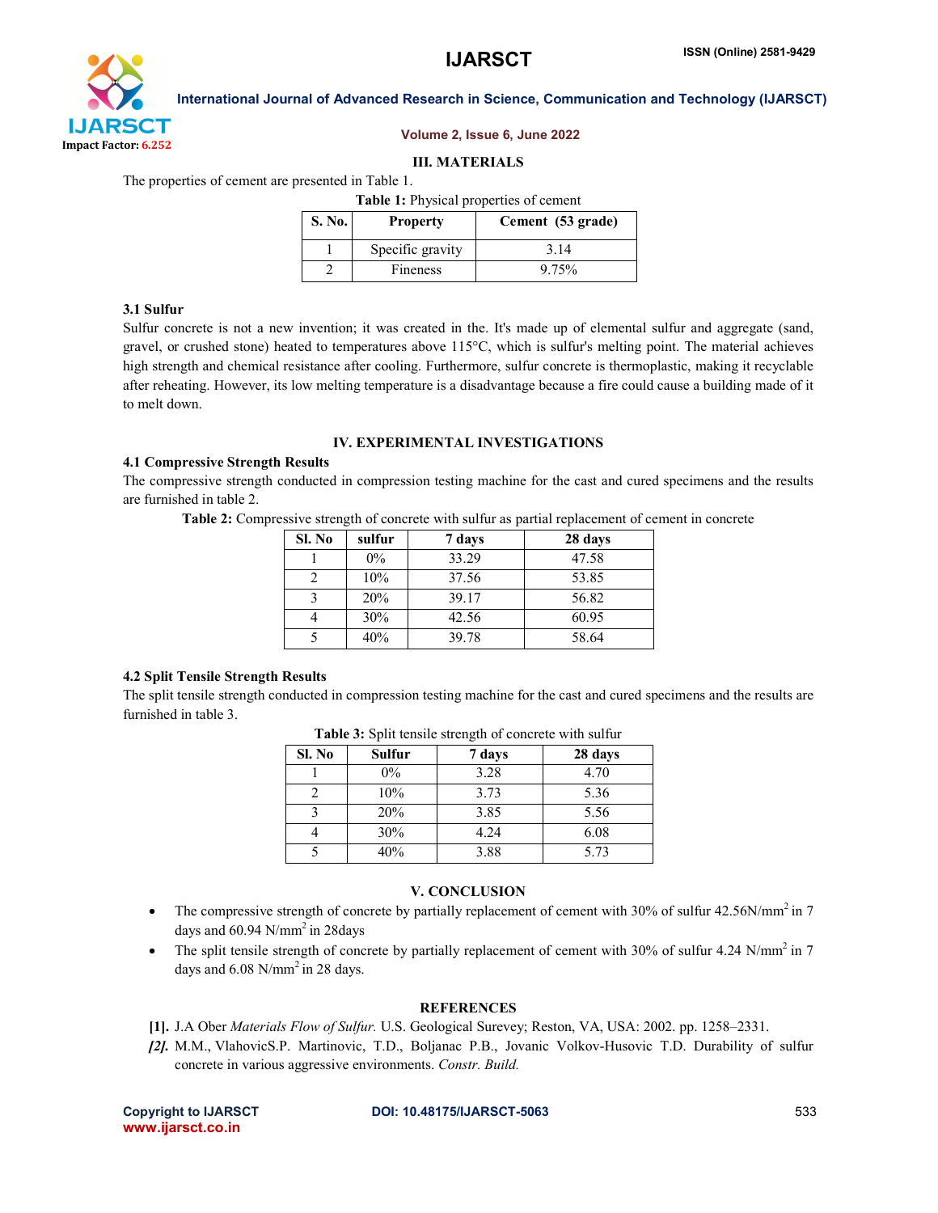## III. MATERIALS

The properties of cement are presented in Table 1.

**Table 1:** Physical properties of cement

| S. No. | Property | Cement (53 grade) |
|---|---|---|
| 1 | Specific gravity | 3.14 |
| 2 | Fineness | 9.75% |

### 3.1 Sulfur

Sulfur concrete is not a new invention; it was created in the. It's made up of elemental sulfur and aggregate (sand, gravel, or crushed stone) heated to temperatures above 115°C, which is sulfur's melting point. The material achieves high strength and chemical resistance after cooling. Furthermore, sulfur concrete is thermoplastic, making it recyclable after reheating. However, its low melting temperature is a disadvantage because a fire could cause a building made of it to melt down.

## IV. EXPERIMENTAL INVESTIGATIONS

### 4.1 Compressive Strength Results

The compressive strength conducted in compression testing machine for the cast and cured specimens and the results are furnished in table 2.

**Table 2:** Compressive strength of concrete with sulfur as partial replacement of cement in concrete

| Sl. No | sulfur | 7 days | 28 days |
|---|---|---|---|
| 1 | 0% | 33.29 | 47.58 |
| 2 | 10% | 37.56 | 53.85 |
| 3 | 20% | 39.17 | 56.82 |
| 4 | 30% | 42.56 | 60.95 |
| 5 | 40% | 39.78 | 58.64 |

### 4.2 Split Tensile Strength Results

The split tensile strength conducted in compression testing machine for the cast and cured specimens and the results are furnished in table 3.

**Table 3:** Split tensile strength of concrete with sulfur

| Sl. No | Sulfur | 7 days | 28 days |
|---|---|---|---|
| 1 | 0% | 3.28 | 4.70 |
| 2 | 10% | 3.73 | 5.36 |
| 3 | 20% | 3.85 | 5.56 |
| 4 | 30% | 4.24 | 6.08 |
| 5 | 40% | 3.88 | 5.73 |

## V. CONCLUSION

- The compressive strength of concrete by partially replacement of cement with 30% of sulfur 42.56N/mm$^2$ in 7 days and 60.94 N/mm$^2$ in 28days
- The split tensile strength of concrete by partially replacement of cement with 30% of sulfur 4.24 N/mm$^2$ in 7 days and 6.08 N/mm$^2$ in 28 days.

## REFERENCES

**[1].** J.A Ober *Materials Flow of Sulfur.* U.S. Geological Surevey; Reston, VA, USA: 2002. pp. 1258–2331.

***[2].*** M.M., VlahovicS.P. Martinovic, T.D., Boljanac P.B., Jovanic Volkov-Husovic T.D. Durability of sulfur concrete in various aggressive environments. *Constr. Build.*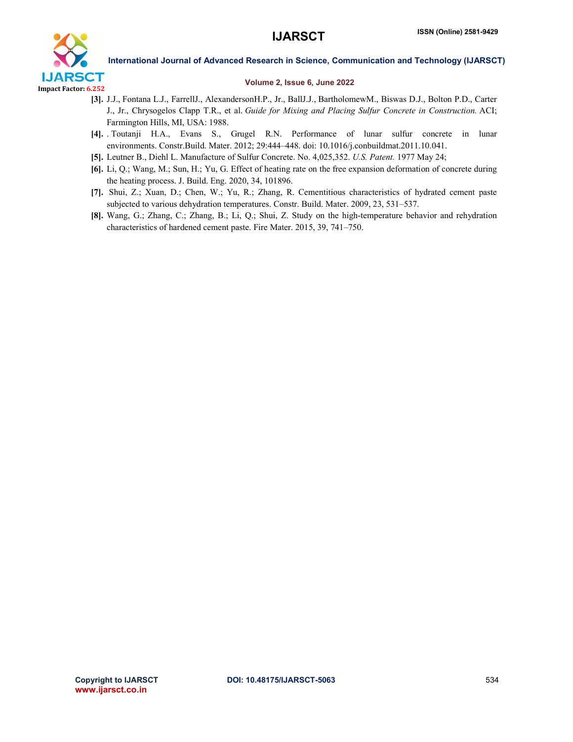[3]. J.J., Fontana L.J., FarrellJ., AlexandersonH.P., Jr., BallJ.J., BartholomewM., Biswas D.J., Bolton P.D., Carter J., Jr., Chrysogelos Clapp T.R., et al. *Guide for Mixing and Placing Sulfur Concrete in Construction.* ACI; Farmington Hills, MI, USA: 1988.

[4]. . Toutanji H.A., Evans S., Grugel R.N. Performance of lunar sulfur concrete in lunar environments. Constr.Build. Mater. 2012; 29:444–448. doi: 10.1016/j.conbuildmat.2011.10.041.

[5]. Leutner B., Diehl L. Manufacture of Sulfur Concrete. No. 4,025,352. *U.S. Patent.* 1977 May 24;

[6]. Li, Q.; Wang, M.; Sun, H.; Yu, G. Effect of heating rate on the free expansion deformation of concrete during the heating process. J. Build. Eng. 2020, 34, 101896.

[7]. Shui, Z.; Xuan, D.; Chen, W.; Yu, R.; Zhang, R. Cementitious characteristics of hydrated cement paste subjected to various dehydration temperatures. Constr. Build. Mater. 2009, 23, 531–537.

[8]. Wang, G.; Zhang, C.; Zhang, B.; Li, Q.; Shui, Z. Study on the high-temperature behavior and rehydration characteristics of hardened cement paste. Fire Mater. 2015, 39, 741–750.